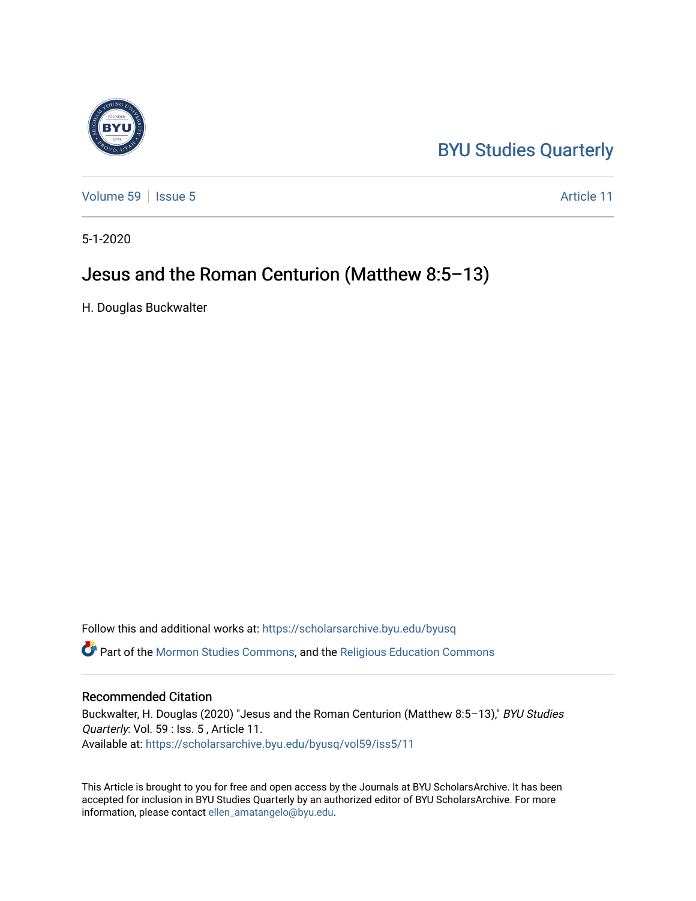BYU Studies Quarterly

Volume 59 | Issue 5 | Article 11

5-1-2020

# Jesus and the Roman Centurion (Matthew 8:5–13)

H. Douglas Buckwalter

Follow this and additional works at: https://scholarsarchive.byu.edu/byusq

Part of the Mormon Studies Commons, and the Religious Education Commons

## Recommended Citation

Buckwalter, H. Douglas (2020) "Jesus and the Roman Centurion (Matthew 8:5–13)," *BYU Studies Quarterly*: Vol. 59 : Iss. 5 , Article 11.
Available at: https://scholarsarchive.byu.edu/byusq/vol59/iss5/11

This Article is brought to you for free and open access by the Journals at BYU ScholarsArchive. It has been accepted for inclusion in BYU Studies Quarterly by an authorized editor of BYU ScholarsArchive. For more information, please contact ellen_amatangelo@byu.edu.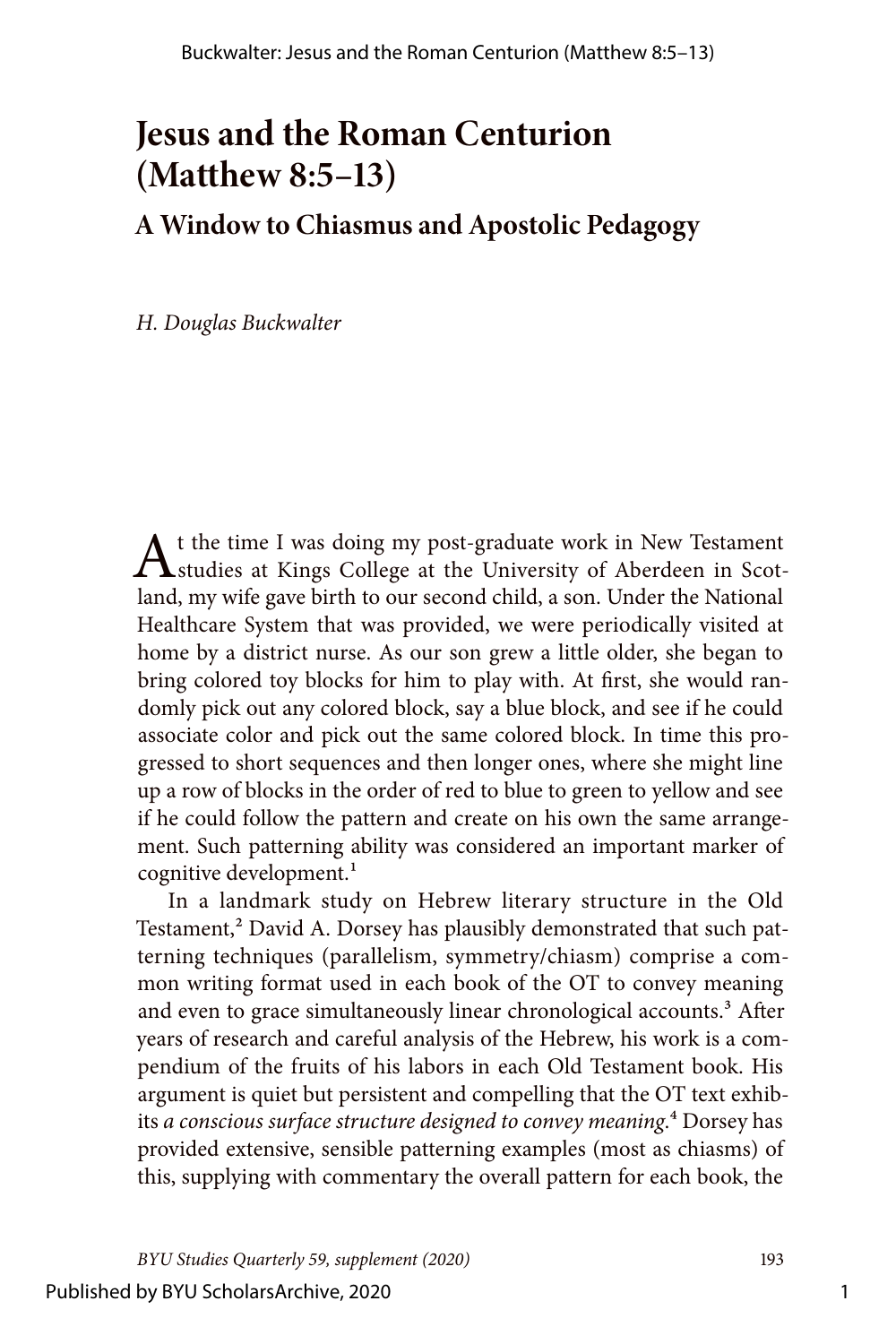# Jesus and the Roman Centurion (Matthew 8:5–13)

## A Window to Chiasmus and Apostolic Pedagogy

*H. Douglas Buckwalter*

At the time I was doing my post-graduate work in New Testament studies at Kings College at the University of Aberdeen in Scotland, my wife gave birth to our second child, a son. Under the National Healthcare System that was provided, we were periodically visited at home by a district nurse. As our son grew a little older, she began to bring colored toy blocks for him to play with. At first, she would randomly pick out any colored block, say a blue block, and see if he could associate color and pick out the same colored block. In time this progressed to short sequences and then longer ones, where she might line up a row of blocks in the order of red to blue to green to yellow and see if he could follow the pattern and create on his own the same arrangement. Such patterning ability was considered an important marker of cognitive development.[1]

In a landmark study on Hebrew literary structure in the Old Testament,[2] David A. Dorsey has plausibly demonstrated that such patterning techniques (parallelism, symmetry/chiasm) comprise a common writing format used in each book of the OT to convey meaning and even to grace simultaneously linear chronological accounts.[3] After years of research and careful analysis of the Hebrew, his work is a compendium of the fruits of his labors in each Old Testament book. His argument is quiet but persistent and compelling that the OT text exhibits *a conscious surface structure designed to convey meaning*.[4] Dorsey has provided extensive, sensible patterning examples (most as chiasms) of this, supplying with commentary the overall pattern for each book, the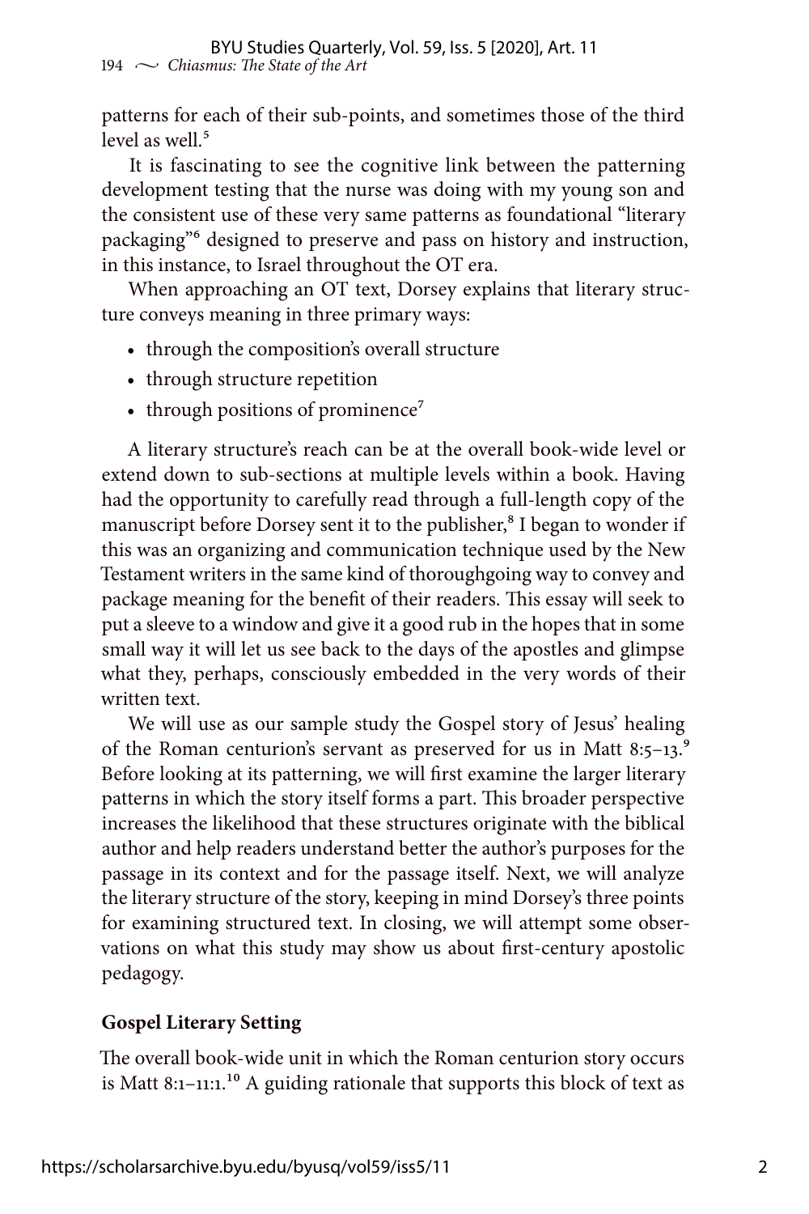patterns for each of their sub-points, and sometimes those of the third level as well.[5]

It is fascinating to see the cognitive link between the patterning development testing that the nurse was doing with my young son and the consistent use of these very same patterns as foundational "literary packaging"[6] designed to preserve and pass on history and instruction, in this instance, to Israel throughout the OT era.

When approaching an OT text, Dorsey explains that literary structure conveys meaning in three primary ways:

- through the composition's overall structure
- through structure repetition
- through positions of prominence[7]

A literary structure's reach can be at the overall book-wide level or extend down to sub-sections at multiple levels within a book. Having had the opportunity to carefully read through a full-length copy of the manuscript before Dorsey sent it to the publisher,[8] I began to wonder if this was an organizing and communication technique used by the New Testament writers in the same kind of thoroughgoing way to convey and package meaning for the benefit of their readers. This essay will seek to put a sleeve to a window and give it a good rub in the hopes that in some small way it will let us see back to the days of the apostles and glimpse what they, perhaps, consciously embedded in the very words of their written text.

We will use as our sample study the Gospel story of Jesus' healing of the Roman centurion's servant as preserved for us in Matt 8:5–13.[9] Before looking at its patterning, we will first examine the larger literary patterns in which the story itself forms a part. This broader perspective increases the likelihood that these structures originate with the biblical author and help readers understand better the author's purposes for the passage in its context and for the passage itself. Next, we will analyze the literary structure of the story, keeping in mind Dorsey's three points for examining structured text. In closing, we will attempt some observations on what this study may show us about first-century apostolic pedagogy.

**Gospel Literary Setting**

The overall book-wide unit in which the Roman centurion story occurs is Matt 8:1–11:1.[10] A guiding rationale that supports this block of text as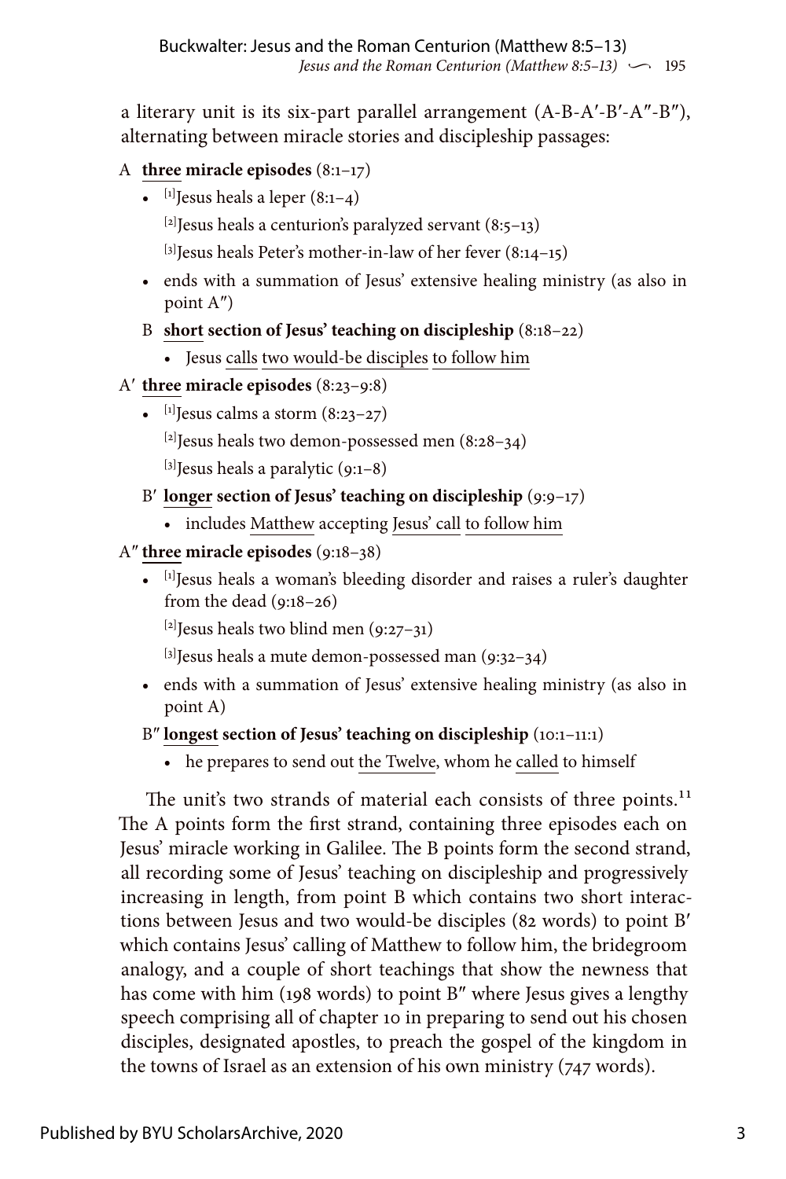a literary unit is its six-part parallel arrangement (A-B-A′-B′-A″-B″), alternating between miracle stories and discipleship passages:

A **<u>three</u> miracle episodes** (8:1–17)

- [1]Jesus heals a leper (8:1–4)
  [2]Jesus heals a centurion's paralyzed servant (8:5–13)
  [3]Jesus heals Peter's mother-in-law of her fever (8:14–15)
- ends with a summation of Jesus' extensive healing ministry (as also in point A″)

B **<u>short</u> section of Jesus' teaching on discipleship** (8:18–22)

- Jesus <u>calls</u> <u>two would-be disciples</u> <u>to follow him</u>

A′ **<u>three</u> miracle episodes** (8:23–9:8)

- [1]Jesus calms a storm (8:23–27)
  [2]Jesus heals two demon-possessed men (8:28–34)
  [3]Jesus heals a paralytic (9:1–8)

B′ **<u>longer</u> section of Jesus' teaching on discipleship** (9:9–17)

- includes <u>Matthew</u> accepting <u>Jesus' call</u> <u>to follow him</u>

A″ **<u>three</u> miracle episodes** (9:18–38)

- [1]Jesus heals a woman's bleeding disorder and raises a ruler's daughter from the dead (9:18–26)
  [2]Jesus heals two blind men (9:27–31)
  [3]Jesus heals a mute demon-possessed man (9:32–34)
- ends with a summation of Jesus' extensive healing ministry (as also in point A)

B″ **<u>longest</u> section of Jesus' teaching on discipleship** (10:1–11:1)

- he prepares to send out <u>the Twelve</u>, whom he <u>called</u> to himself

The unit's two strands of material each consists of three points.[11] The A points form the first strand, containing three episodes each on Jesus' miracle working in Galilee. The B points form the second strand, all recording some of Jesus' teaching on discipleship and progressively increasing in length, from point B which contains two short interactions between Jesus and two would-be disciples (82 words) to point B′ which contains Jesus' calling of Matthew to follow him, the bridegroom analogy, and a couple of short teachings that show the newness that has come with him (198 words) to point B″ where Jesus gives a lengthy speech comprising all of chapter 10 in preparing to send out his chosen disciples, designated apostles, to preach the gospel of the kingdom in the towns of Israel as an extension of his own ministry (747 words).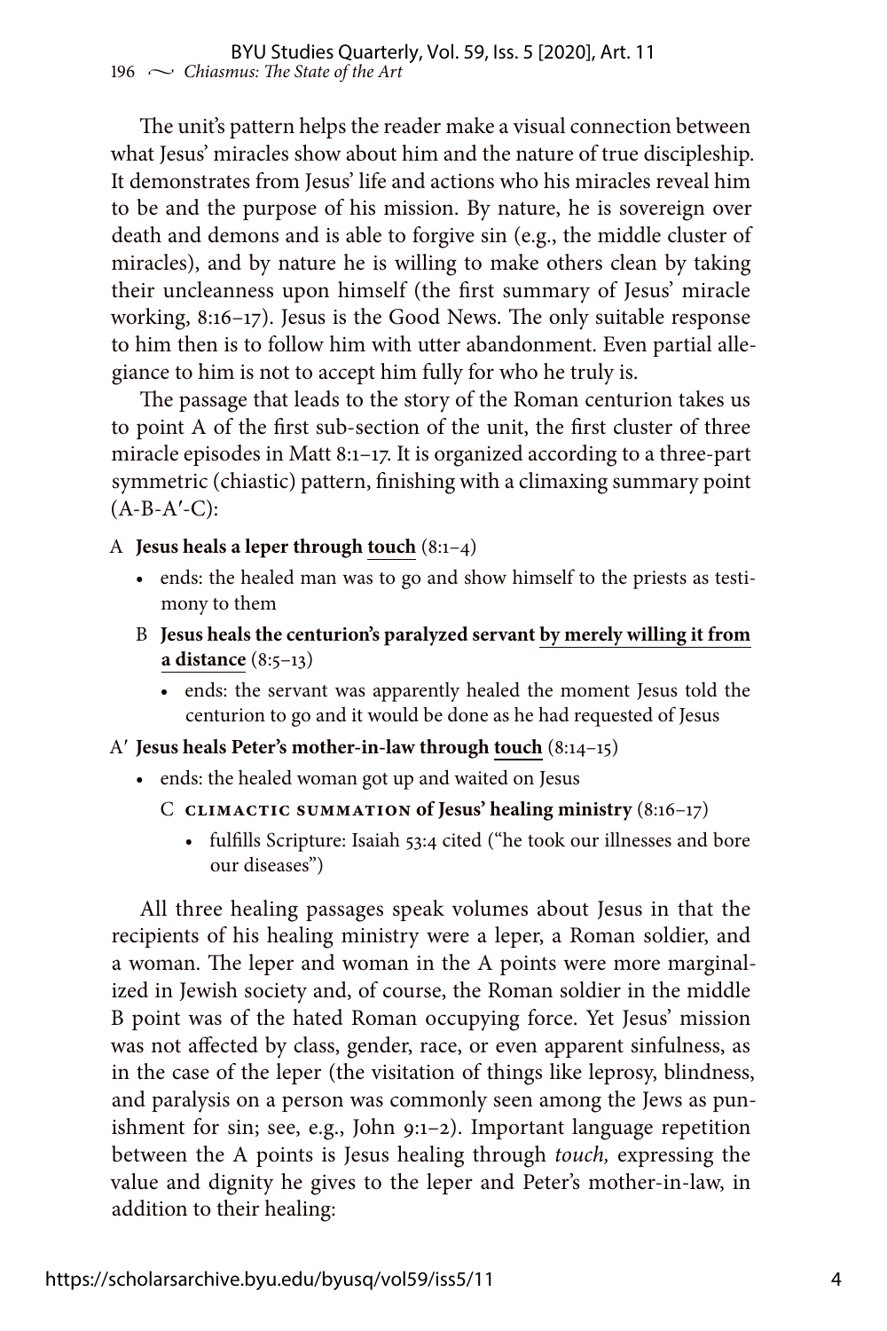The unit's pattern helps the reader make a visual connection between what Jesus' miracles show about him and the nature of true discipleship. It demonstrates from Jesus' life and actions who his miracles reveal him to be and the purpose of his mission. By nature, he is sovereign over death and demons and is able to forgive sin (e.g., the middle cluster of miracles), and by nature he is willing to make others clean by taking their uncleanness upon himself (the first summary of Jesus' miracle working, 8:16–17). Jesus is the Good News. The only suitable response to him then is to follow him with utter abandonment. Even partial allegiance to him is not to accept him fully for who he truly is.

The passage that leads to the story of the Roman centurion takes us to point A of the first sub-section of the unit, the first cluster of three miracle episodes in Matt 8:1–17. It is organized according to a three-part symmetric (chiastic) pattern, finishing with a climaxing summary point (A-B-A′-C):

A **Jesus heals a leper through <u>touch</u>** (8:1–4)

- ends: the healed man was to go and show himself to the priests as testimony to them

&nbsp;&nbsp;&nbsp;&nbsp;B **Jesus heals the centurion's paralyzed servant <u>by merely willing it from a distance</u>** (8:5–13)

&nbsp;&nbsp;&nbsp;&nbsp;- ends: the servant was apparently healed the moment Jesus told the centurion to go and it would be done as he had requested of Jesus

A′ **Jesus heals Peter's mother-in-law through <u>touch</u>** (8:14–15)

- ends: the healed woman got up and waited on Jesus

&nbsp;&nbsp;&nbsp;&nbsp;C **CLIMACTIC SUMMATION of Jesus' healing ministry** (8:16–17)

&nbsp;&nbsp;&nbsp;&nbsp;- fulfills Scripture: Isaiah 53:4 cited ("he took our illnesses and bore our diseases")

All three healing passages speak volumes about Jesus in that the recipients of his healing ministry were a leper, a Roman soldier, and a woman. The leper and woman in the A points were more marginalized in Jewish society and, of course, the Roman soldier in the middle B point was of the hated Roman occupying force. Yet Jesus' mission was not affected by class, gender, race, or even apparent sinfulness, as in the case of the leper (the visitation of things like leprosy, blindness, and paralysis on a person was commonly seen among the Jews as punishment for sin; see, e.g., John 9:1–2). Important language repetition between the A points is Jesus healing through *touch,* expressing the value and dignity he gives to the leper and Peter's mother-in-law, in addition to their healing: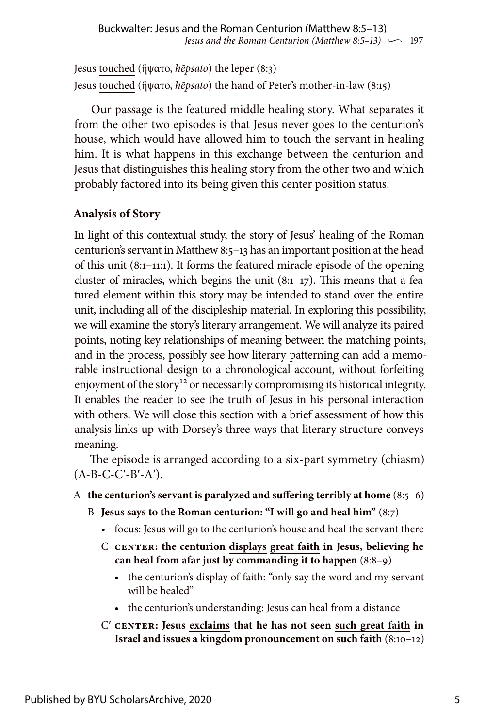Jesus touched (ἥψατο, *hēpsato*) the leper (8:3)
Jesus touched (ἥψατο, *hēpsato*) the hand of Peter's mother-in-law (8:15)

Our passage is the featured middle healing story. What separates it from the other two episodes is that Jesus never goes to the centurion's house, which would have allowed him to touch the servant in healing him. It is what happens in this exchange between the centurion and Jesus that distinguishes this healing story from the other two and which probably factored into its being given this center position status.

### Analysis of Story

In light of this contextual study, the story of Jesus' healing of the Roman centurion's servant in Matthew 8:5–13 has an important position at the head of this unit (8:1–11:1). It forms the featured miracle episode of the opening cluster of miracles, which begins the unit (8:1–17). This means that a featured element within this story may be intended to stand over the entire unit, including all of the discipleship material. In exploring this possibility, we will examine the story's literary arrangement. We will analyze its paired points, noting key relationships of meaning between the matching points, and in the process, possibly see how literary patterning can add a memorable instructional design to a chronological account, without forfeiting enjoyment of the story[12] or necessarily compromising its historical integrity. It enables the reader to see the truth of Jesus in his personal interaction with others. We will close this section with a brief assessment of how this analysis links up with Dorsey's three ways that literary structure conveys meaning.

The episode is arranged according to a six-part symmetry (chiasm) (A-B-C-C′-B′-A′).

- A **the centurion's servant is paralyzed and suffering terribly at home** (8:5–6)
  - B **Jesus says to the Roman centurion: "I will go and heal him"** (8:7)
    - focus: Jesus will go to the centurion's house and heal the servant there
    - C **CENTER: the centurion displays great faith in Jesus, believing he can heal from afar just by commanding it to happen** (8:8–9)
      - the centurion's display of faith: "only say the word and my servant will be healed"
      - the centurion's understanding: Jesus can heal from a distance
    - C′ **CENTER: Jesus exclaims that he has not seen such great faith in Israel and issues a kingdom pronouncement on such faith** (8:10–12)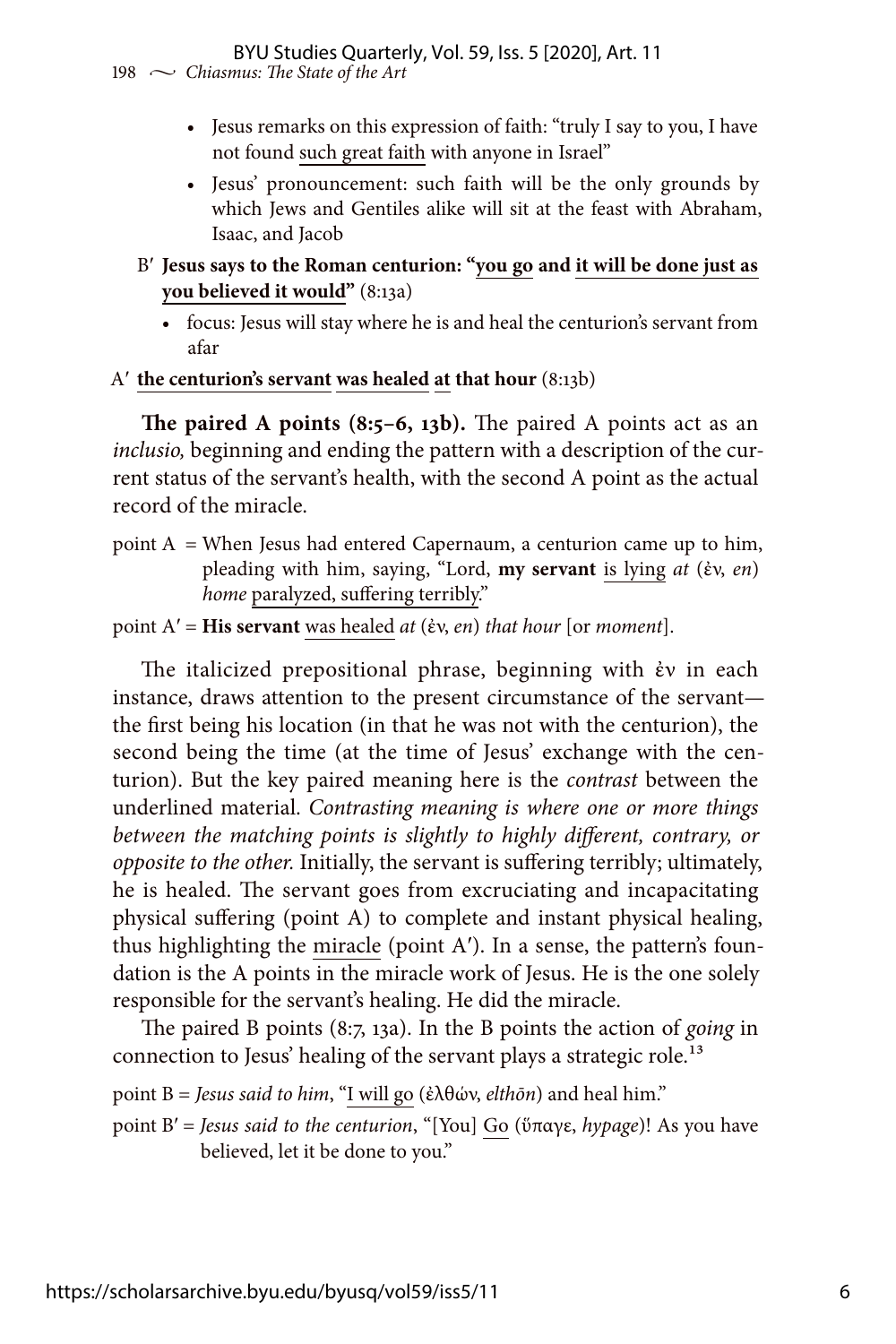- Jesus remarks on this expression of faith: "truly I say to you, I have not found <u>such great faith</u> with anyone in Israel"
- Jesus' pronouncement: such faith will be the only grounds by which Jews and Gentiles alike will sit at the feast with Abraham, Isaac, and Jacob

B′ **Jesus says to the Roman centurion: "<u>you go</u> and <u>it will be done just as you believed it would</u>"** (8:13a)

- focus: Jesus will stay where he is and heal the centurion's servant from afar

A′ **<u>the centurion's servant</u> <u>was healed</u> <u>at</u> that hour** (8:13b)

**The paired A points (8:5–6, 13b).** The paired A points act as an *inclusio,* beginning and ending the pattern with a description of the current status of the servant's health, with the second A point as the actual record of the miracle.

point A = When Jesus had entered Capernaum, a centurion came up to him, pleading with him, saying, "Lord, **my servant** <u>is lying</u> *at* (ἐν, *en*) *home* <u>paralyzed, suffering terribly</u>."

point A′ = **His servant** <u>was healed</u> *at* (ἐν, *en*) *that hour* [or *moment*].

The italicized prepositional phrase, beginning with ἐν in each instance, draws attention to the present circumstance of the servant—the first being his location (in that he was not with the centurion), the second being the time (at the time of Jesus' exchange with the centurion). But the key paired meaning here is the *contrast* between the underlined material. *Contrasting meaning is where one or more things between the matching points is slightly to highly different, contrary, or opposite to the other.* Initially, the servant is suffering terribly; ultimately, he is healed. The servant goes from excruciating and incapacitating physical suffering (point A) to complete and instant physical healing, thus highlighting the <u>miracle</u> (point A′). In a sense, the pattern's foundation is the A points in the miracle work of Jesus. He is the one solely responsible for the servant's healing. He did the miracle.

The paired B points (8:7, 13a). In the B points the action of *going* in connection to Jesus' healing of the servant plays a strategic role.[13]

point B = *Jesus said to him*, "<u>I will go</u> (ἐλθών, *elthōn*) and heal him."

point B′ = *Jesus said to the centurion*, "[You] <u>Go</u> (ὕπαγε, *hypage*)! As you have believed, let it be done to you."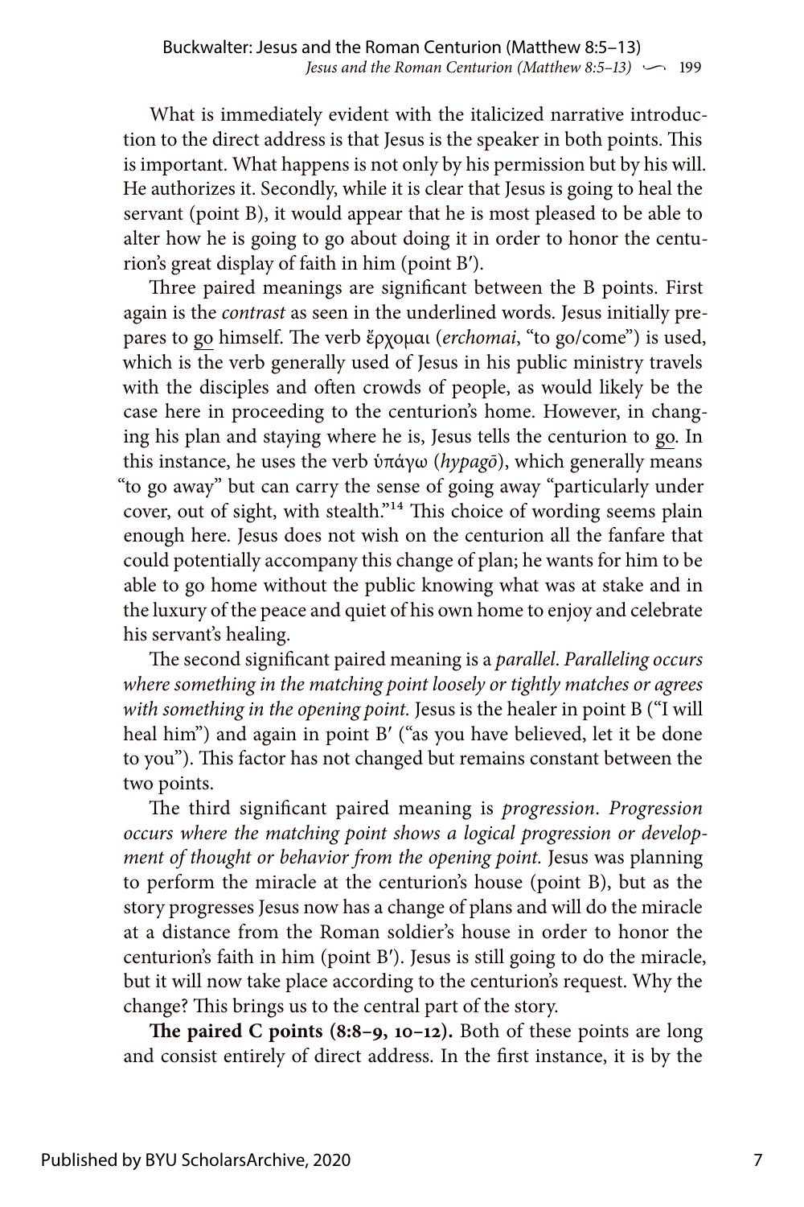What is immediately evident with the italicized narrative introduction to the direct address is that Jesus is the speaker in both points. This is important. What happens is not only by his permission but by his will. He authorizes it. Secondly, while it is clear that Jesus is going to heal the servant (point B), it would appear that he is most pleased to be able to alter how he is going to go about doing it in order to honor the centurion's great display of faith in him (point B′).

Three paired meanings are significant between the B points. First again is the *contrast* as seen in the underlined words. Jesus initially prepares to <u>go</u> himself. The verb ἔρχομαι (*erchomai*, "to go/come") is used, which is the verb generally used of Jesus in his public ministry travels with the disciples and often crowds of people, as would likely be the case here in proceeding to the centurion's home. However, in changing his plan and staying where he is, Jesus tells the centurion to <u>go</u>. In this instance, he uses the verb ὑπάγω (*hypagō*), which generally means "to go away" but can carry the sense of going away "particularly under cover, out of sight, with stealth."[14] This choice of wording seems plain enough here. Jesus does not wish on the centurion all the fanfare that could potentially accompany this change of plan; he wants for him to be able to go home without the public knowing what was at stake and in the luxury of the peace and quiet of his own home to enjoy and celebrate his servant's healing.

The second significant paired meaning is a *parallel*. *Paralleling occurs where something in the matching point loosely or tightly matches or agrees with something in the opening point.* Jesus is the healer in point B ("I will heal him") and again in point B′ ("as you have believed, let it be done to you"). This factor has not changed but remains constant between the two points.

The third significant paired meaning is *progression*. *Progression occurs where the matching point shows a logical progression or development of thought or behavior from the opening point.* Jesus was planning to perform the miracle at the centurion's house (point B), but as the story progresses Jesus now has a change of plans and will do the miracle at a distance from the Roman soldier's house in order to honor the centurion's faith in him (point B′). Jesus is still going to do the miracle, but it will now take place according to the centurion's request. Why the change? This brings us to the central part of the story.

**The paired C points (8:8–9, 10–12).** Both of these points are long and consist entirely of direct address. In the first instance, it is by the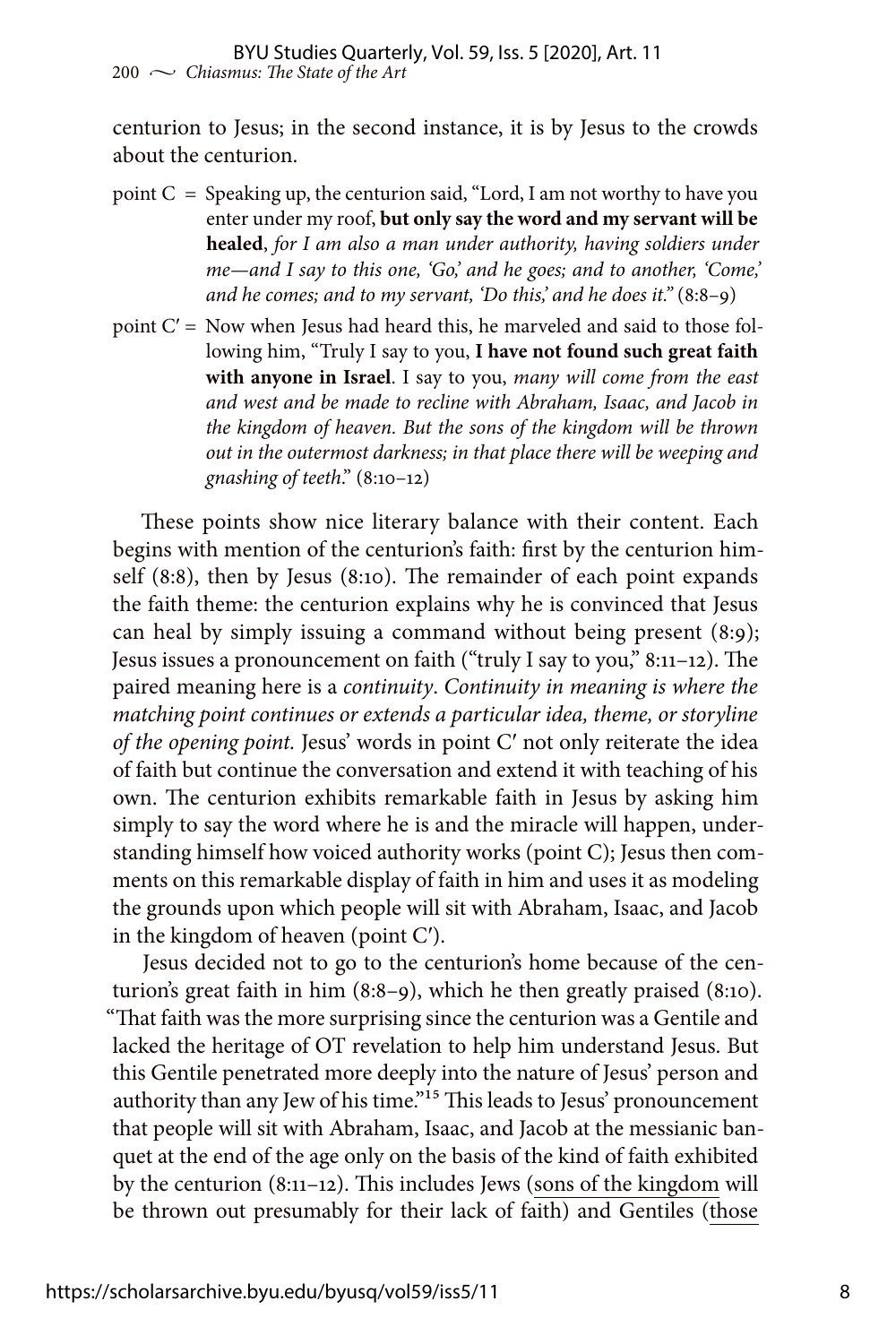centurion to Jesus; in the second instance, it is by Jesus to the crowds about the centurion.

point C = Speaking up, the centurion said, "Lord, I am not worthy to have you enter under my roof, **but only say the word and my servant will be healed**, *for I am also a man under authority, having soldiers under me—and I say to this one, 'Go,' and he goes; and to another, 'Come,' and he comes; and to my servant, 'Do this,' and he does it."* (8:8–9)

point C′ = Now when Jesus had heard this, he marveled and said to those following him, "Truly I say to you, **I have not found such great faith with anyone in Israel**. I say to you, *many will come from the east and west and be made to recline with Abraham, Isaac, and Jacob in the kingdom of heaven. But the sons of the kingdom will be thrown out in the outermost darkness; in that place there will be weeping and gnashing of teeth*." (8:10–12)

These points show nice literary balance with their content. Each begins with mention of the centurion's faith: first by the centurion himself (8:8), then by Jesus (8:10). The remainder of each point expands the faith theme: the centurion explains why he is convinced that Jesus can heal by simply issuing a command without being present (8:9); Jesus issues a pronouncement on faith ("truly I say to you," 8:11–12). The paired meaning here is a *continuity*. *Continuity in meaning is where the matching point continues or extends a particular idea, theme, or storyline of the opening point.* Jesus' words in point C′ not only reiterate the idea of faith but continue the conversation and extend it with teaching of his own. The centurion exhibits remarkable faith in Jesus by asking him simply to say the word where he is and the miracle will happen, understanding himself how voiced authority works (point C); Jesus then comments on this remarkable display of faith in him and uses it as modeling the grounds upon which people will sit with Abraham, Isaac, and Jacob in the kingdom of heaven (point C′).

Jesus decided not to go to the centurion's home because of the centurion's great faith in him (8:8–9), which he then greatly praised (8:10). "That faith was the more surprising since the centurion was a Gentile and lacked the heritage of OT revelation to help him understand Jesus. But this Gentile penetrated more deeply into the nature of Jesus' person and authority than any Jew of his time."[15] This leads to Jesus' pronouncement that people will sit with Abraham, Isaac, and Jacob at the messianic banquet at the end of the age only on the basis of the kind of faith exhibited by the centurion (8:11–12). This includes Jews (sons of the kingdom will be thrown out presumably for their lack of faith) and Gentiles (those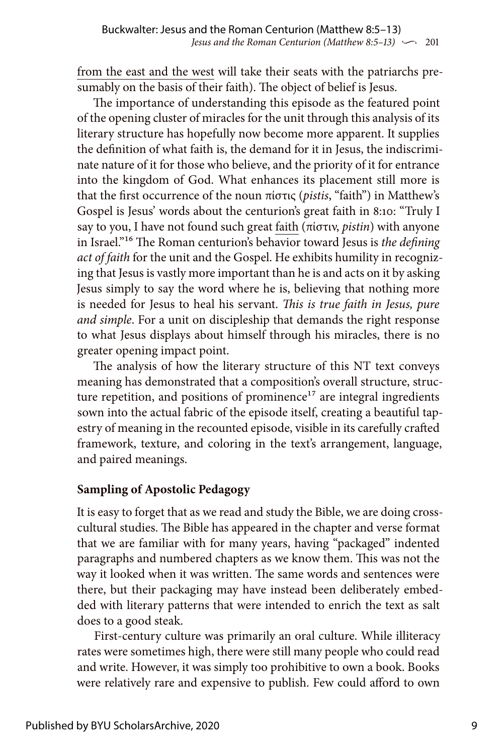from the east and the west will take their seats with the patriarchs presumably on the basis of their faith). The object of belief is Jesus.

The importance of understanding this episode as the featured point of the opening cluster of miracles for the unit through this analysis of its literary structure has hopefully now become more apparent. It supplies the definition of what faith is, the demand for it in Jesus, the indiscriminate nature of it for those who believe, and the priority of it for entrance into the kingdom of God. What enhances its placement still more is that the first occurrence of the noun πίστις (*pistis*, "faith") in Matthew's Gospel is Jesus' words about the centurion's great faith in 8:10: "Truly I say to you, I have not found such great faith (πίστιν, *pistin*) with anyone in Israel."[16] The Roman centurion's behavior toward Jesus is *the defining act of faith* for the unit and the Gospel. He exhibits humility in recognizing that Jesus is vastly more important than he is and acts on it by asking Jesus simply to say the word where he is, believing that nothing more is needed for Jesus to heal his servant. *This is true faith in Jesus, pure and simple*. For a unit on discipleship that demands the right response to what Jesus displays about himself through his miracles, there is no greater opening impact point.

The analysis of how the literary structure of this NT text conveys meaning has demonstrated that a composition's overall structure, structure repetition, and positions of prominence[17] are integral ingredients sown into the actual fabric of the episode itself, creating a beautiful tapestry of meaning in the recounted episode, visible in its carefully crafted framework, texture, and coloring in the text's arrangement, language, and paired meanings.

## Sampling of Apostolic Pedagogy

It is easy to forget that as we read and study the Bible, we are doing cross-cultural studies. The Bible has appeared in the chapter and verse format that we are familiar with for many years, having "packaged" indented paragraphs and numbered chapters as we know them. This was not the way it looked when it was written. The same words and sentences were there, but their packaging may have instead been deliberately embedded with literary patterns that were intended to enrich the text as salt does to a good steak.

First-century culture was primarily an oral culture. While illiteracy rates were sometimes high, there were still many people who could read and write. However, it was simply too prohibitive to own a book. Books were relatively rare and expensive to publish. Few could afford to own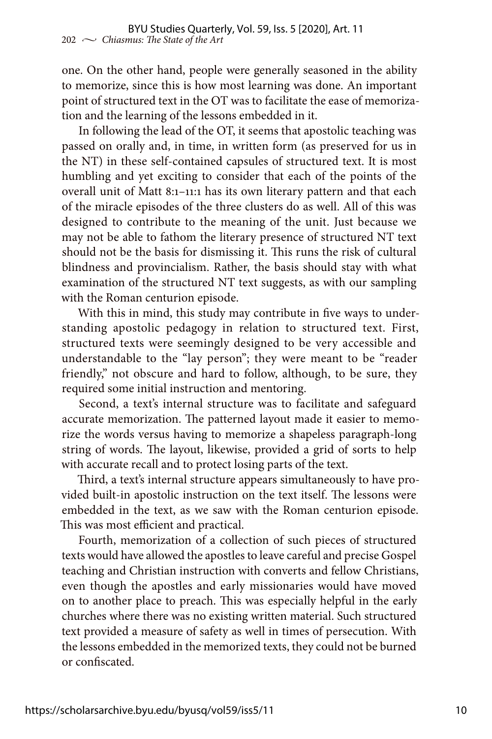one. On the other hand, people were generally seasoned in the ability to memorize, since this is how most learning was done. An important point of structured text in the OT was to facilitate the ease of memorization and the learning of the lessons embedded in it.

In following the lead of the OT, it seems that apostolic teaching was passed on orally and, in time, in written form (as preserved for us in the NT) in these self-contained capsules of structured text. It is most humbling and yet exciting to consider that each of the points of the overall unit of Matt 8:1–11:1 has its own literary pattern and that each of the miracle episodes of the three clusters do as well. All of this was designed to contribute to the meaning of the unit. Just because we may not be able to fathom the literary presence of structured NT text should not be the basis for dismissing it. This runs the risk of cultural blindness and provincialism. Rather, the basis should stay with what examination of the structured NT text suggests, as with our sampling with the Roman centurion episode.

With this in mind, this study may contribute in five ways to understanding apostolic pedagogy in relation to structured text. First, structured texts were seemingly designed to be very accessible and understandable to the "lay person"; they were meant to be "reader friendly," not obscure and hard to follow, although, to be sure, they required some initial instruction and mentoring.

Second, a text's internal structure was to facilitate and safeguard accurate memorization. The patterned layout made it easier to memorize the words versus having to memorize a shapeless paragraph-long string of words. The layout, likewise, provided a grid of sorts to help with accurate recall and to protect losing parts of the text.

Third, a text's internal structure appears simultaneously to have provided built-in apostolic instruction on the text itself. The lessons were embedded in the text, as we saw with the Roman centurion episode. This was most efficient and practical.

Fourth, memorization of a collection of such pieces of structured texts would have allowed the apostles to leave careful and precise Gospel teaching and Christian instruction with converts and fellow Christians, even though the apostles and early missionaries would have moved on to another place to preach. This was especially helpful in the early churches where there was no existing written material. Such structured text provided a measure of safety as well in times of persecution. With the lessons embedded in the memorized texts, they could not be burned or confiscated.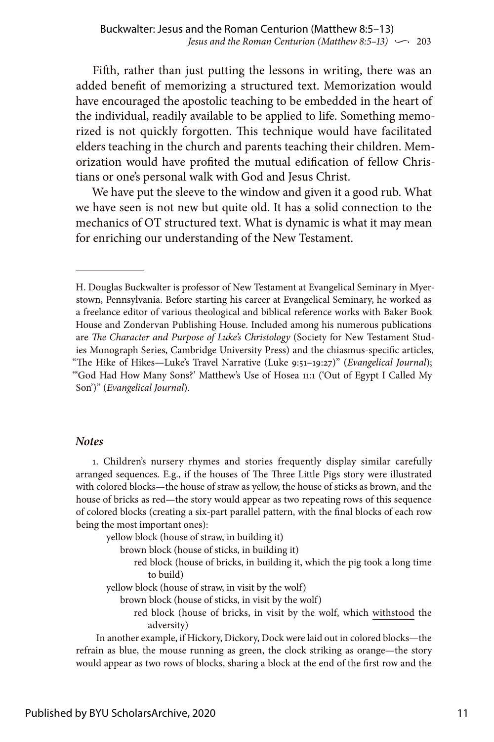Fifth, rather than just putting the lessons in writing, there was an added benefit of memorizing a structured text. Memorization would have encouraged the apostolic teaching to be embedded in the heart of the individual, readily available to be applied to life. Something memorized is not quickly forgotten. This technique would have facilitated elders teaching in the church and parents teaching their children. Memorization would have profited the mutual edification of fellow Christians or one's personal walk with God and Jesus Christ.

We have put the sleeve to the window and given it a good rub. What we have seen is not new but quite old. It has a solid connection to the mechanics of OT structured text. What is dynamic is what it may mean for enriching our understanding of the New Testament.

---

H. Douglas Buckwalter is professor of New Testament at Evangelical Seminary in Myerstown, Pennsylvania. Before starting his career at Evangelical Seminary, he worked as a freelance editor of various theological and biblical reference works with Baker Book House and Zondervan Publishing House. Included among his numerous publications are *The Character and Purpose of Luke's Christology* (Society for New Testament Studies Monograph Series, Cambridge University Press) and the chiasmus-specific articles, "The Hike of Hikes—Luke's Travel Narrative (Luke 9:51–19:27)" (*Evangelical Journal*); "'God Had How Many Sons?' Matthew's Use of Hosea 11:1 ('Out of Egypt I Called My Son')" (*Evangelical Journal*).

### *Notes*

1. Children's nursery rhymes and stories frequently display similar carefully arranged sequences. E.g., if the houses of The Three Little Pigs story were illustrated with colored blocks—the house of straw as yellow, the house of sticks as brown, and the house of bricks as red—the story would appear as two repeating rows of this sequence of colored blocks (creating a six-part parallel pattern, with the final blocks of each row being the most important ones):

yellow block (house of straw, in building it)
&nbsp;&nbsp;&nbsp;&nbsp;brown block (house of sticks, in building it)
&nbsp;&nbsp;&nbsp;&nbsp;&nbsp;&nbsp;&nbsp;&nbsp;red block (house of bricks, in building it, which the pig took a long time to build)
yellow block (house of straw, in visit by the wolf)
&nbsp;&nbsp;&nbsp;&nbsp;brown block (house of sticks, in visit by the wolf)
&nbsp;&nbsp;&nbsp;&nbsp;&nbsp;&nbsp;&nbsp;&nbsp;red block (house of bricks, in visit by the wolf, which withstood the adversity)

In another example, if Hickory, Dickory, Dock were laid out in colored blocks—the refrain as blue, the mouse running as green, the clock striking as orange—the story would appear as two rows of blocks, sharing a block at the end of the first row and the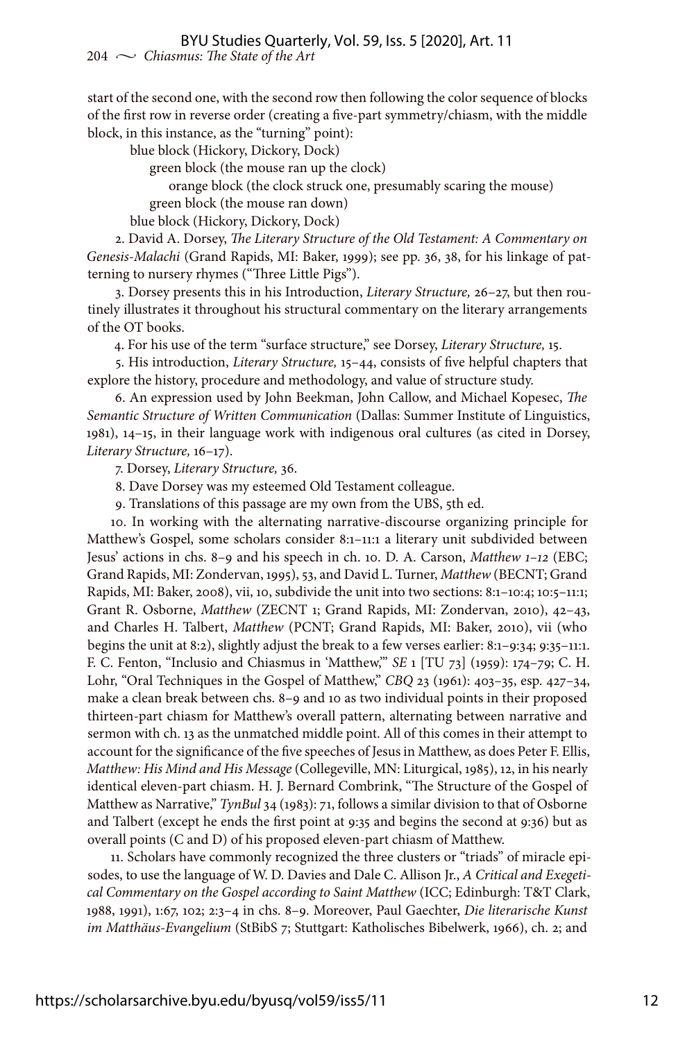start of the second one, with the second row then following the color sequence of blocks of the first row in reverse order (creating a five-part symmetry/chiasm, with the middle block, in this instance, as the "turning" point):

blue block (Hickory, Dickory, Dock)
green block (the mouse ran up the clock)
orange block (the clock struck one, presumably scaring the mouse)
green block (the mouse ran down)
blue block (Hickory, Dickory, Dock)

2. David A. Dorsey, *The Literary Structure of the Old Testament: A Commentary on Genesis-Malachi* (Grand Rapids, MI: Baker, 1999); see pp. 36, 38, for his linkage of patterning to nursery rhymes ("Three Little Pigs").

3. Dorsey presents this in his Introduction, *Literary Structure,* 26–27, but then routinely illustrates it throughout his structural commentary on the literary arrangements of the OT books.

4. For his use of the term "surface structure," see Dorsey, *Literary Structure,* 15.

5. His introduction, *Literary Structure,* 15–44, consists of five helpful chapters that explore the history, procedure and methodology, and value of structure study.

6. An expression used by John Beekman, John Callow, and Michael Kopesec, *The Semantic Structure of Written Communication* (Dallas: Summer Institute of Linguistics, 1981), 14–15, in their language work with indigenous oral cultures (as cited in Dorsey, *Literary Structure,* 16–17).

7. Dorsey, *Literary Structure,* 36.

8. Dave Dorsey was my esteemed Old Testament colleague.

9. Translations of this passage are my own from the UBS, 5th ed.

10. In working with the alternating narrative-discourse organizing principle for Matthew's Gospel, some scholars consider 8:1–11:1 a literary unit subdivided between Jesus' actions in chs. 8–9 and his speech in ch. 10. D. A. Carson, *Matthew 1–12* (EBC; Grand Rapids, MI: Zondervan, 1995), 53, and David L. Turner, *Matthew* (BECNT; Grand Rapids, MI: Baker, 2008), vii, 10, subdivide the unit into two sections: 8:1–10:4; 10:5–11:1; Grant R. Osborne, *Matthew* (ZECNT 1; Grand Rapids, MI: Zondervan, 2010), 42–43, and Charles H. Talbert, *Matthew* (PCNT; Grand Rapids, MI: Baker, 2010), vii (who begins the unit at 8:2), slightly adjust the break to a few verses earlier: 8:1–9:34; 9:35–11:1. F. C. Fenton, "Inclusio and Chiasmus in 'Matthew,'" *SE* 1 [TU 73] (1959): 174–79; C. H. Lohr, "Oral Techniques in the Gospel of Matthew," *CBQ* 23 (1961): 403–35, esp. 427–34, make a clean break between chs. 8–9 and 10 as two individual points in their proposed thirteen-part chiasm for Matthew's overall pattern, alternating between narrative and sermon with ch. 13 as the unmatched middle point. All of this comes in their attempt to account for the significance of the five speeches of Jesus in Matthew, as does Peter F. Ellis, *Matthew: His Mind and His Message* (Collegeville, MN: Liturgical, 1985), 12, in his nearly identical eleven-part chiasm. H. J. Bernard Combrink, "The Structure of the Gospel of Matthew as Narrative," *TynBul* 34 (1983): 71, follows a similar division to that of Osborne and Talbert (except he ends the first point at 9:35 and begins the second at 9:36) but as overall points (C and D) of his proposed eleven-part chiasm of Matthew.

11. Scholars have commonly recognized the three clusters or "triads" of miracle episodes, to use the language of W. D. Davies and Dale C. Allison Jr., *A Critical and Exegetical Commentary on the Gospel according to Saint Matthew* (ICC; Edinburgh: T&T Clark, 1988, 1991), 1:67, 102; 2:3–4 in chs. 8–9. Moreover, Paul Gaechter, *Die literarische Kunst im Matthäus-Evangelium* (StBibS 7; Stuttgart: Katholisches Bibelwerk, 1966), ch. 2; and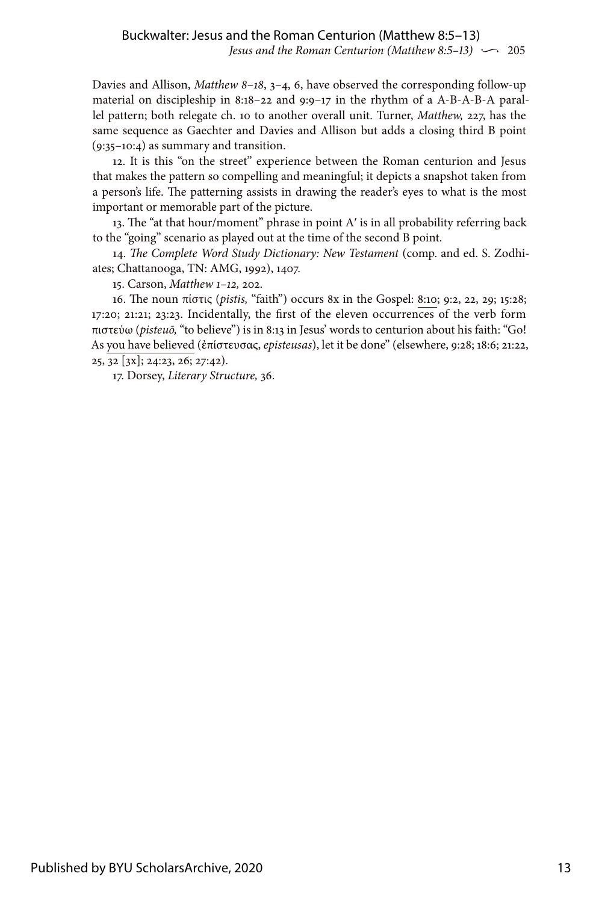Davies and Allison, *Matthew 8–18*, 3–4, 6, have observed the corresponding follow-up material on discipleship in 8:18–22 and 9:9–17 in the rhythm of a A-B-A-B-A parallel pattern; both relegate ch. 10 to another overall unit. Turner, *Matthew,* 227, has the same sequence as Gaechter and Davies and Allison but adds a closing third B point (9:35–10:4) as summary and transition.

12. It is this "on the street" experience between the Roman centurion and Jesus that makes the pattern so compelling and meaningful; it depicts a snapshot taken from a person's life. The patterning assists in drawing the reader's eyes to what is the most important or memorable part of the picture.

13. The "at that hour/moment" phrase in point A′ is in all probability referring back to the "going" scenario as played out at the time of the second B point.

14. *The Complete Word Study Dictionary: New Testament* (comp. and ed. S. Zodhiates; Chattanooga, TN: AMG, 1992), 1407.

15. Carson, *Matthew 1–12,* 202.

16. The noun πίστις (*pistis,* "faith") occurs 8x in the Gospel: <u>8:10</u>; 9:2, 22, 29; 15:28; 17:20; 21:21; 23:23. Incidentally, the first of the eleven occurrences of the verb form πιστεύω (*pisteuō,* "to believe") is in 8:13 in Jesus' words to centurion about his faith: "Go! As <u>you have believed</u> (ἐπίστευσας, *episteusas*), let it be done" (elsewhere, 9:28; 18:6; 21:22, 25, 32 [3x]; 24:23, 26; 27:42).

17. Dorsey, *Literary Structure,* 36.